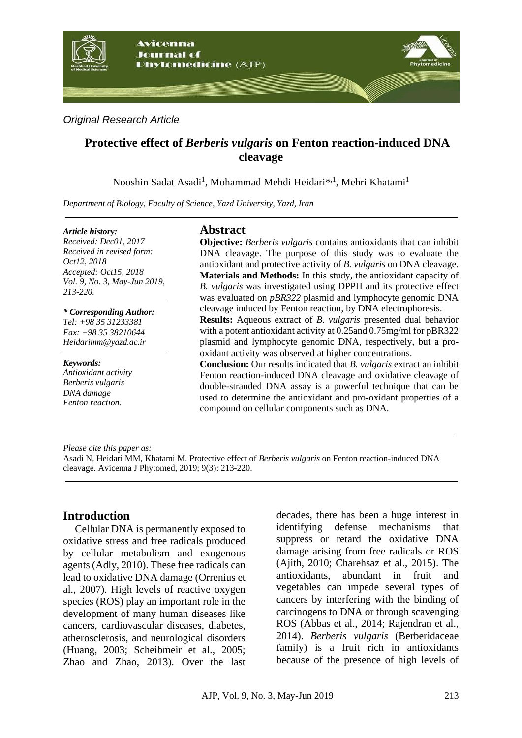*Original Research Article*

# Protective effect of *Berberis vulgaris* on Fenton reaction-induced DNA cleavage

Nooshin Sadat Asadi[1], Mohammad Mehdi Heidari*[,1], Mehri Khatami[1]

*Department of Biology, Faculty of Science, Yazd University, Yazd, Iran*

***Article history:***
*Received: Dec01, 2017*
*Received in revised form: Oct12, 2018*
*Accepted: Oct15, 2018*
*Vol. 9, No. 3, May-Jun 2019, 213-220.*

***\* Corresponding Author:***
*Tel: +98 35 31233381*
*Fax: +98 35 38210644*
*Heidarimm@yazd.ac.ir*

***Keywords:***
*Antioxidant activity*
*Berberis vulgaris*
*DNA damage*
*Fenton reaction.*

## Abstract

**Objective:** *Berberis vulgaris* contains antioxidants that can inhibit DNA cleavage. The purpose of this study was to evaluate the antioxidant and protective activity of *B. vulgaris* on DNA cleavage.
**Materials and Methods:** In this study, the antioxidant capacity of *B. vulgaris* was investigated using DPPH and its protective effect was evaluated on *pBR322* plasmid and lymphocyte genomic DNA cleavage induced by Fenton reaction, by DNA electrophoresis.
**Results:** Aqueous extract of *B. vulgaris* presented dual behavior with a potent antioxidant activity at 0.25and 0.75mg/ml for pBR322 plasmid and lymphocyte genomic DNA, respectively, but a pro-oxidant activity was observed at higher concentrations.
**Conclusion:** Our results indicated that *B. vulgaris* extract an inhibit Fenton reaction-induced DNA cleavage and oxidative cleavage of double-stranded DNA assay is a powerful technique that can be used to determine the antioxidant and pro-oxidant properties of a compound on cellular components such as DNA.

*Please cite this paper as:*
Asadi N, Heidari MM, Khatami M. Protective effect of *Berberis vulgaris* on Fenton reaction-induced DNA cleavage. Avicenna J Phytomed, 2019; 9(3): 213-220.

## Introduction

Cellular DNA is permanently exposed to oxidative stress and free radicals produced by cellular metabolism and exogenous agents (Adly, 2010). These free radicals can lead to oxidative DNA damage (Orrenius et al., 2007). High levels of reactive oxygen species (ROS) play an important role in the development of many human diseases like cancers, cardiovascular diseases, diabetes, atherosclerosis, and neurological disorders (Huang, 2003; Scheibmeir et al., 2005; Zhao and Zhao, 2013). Over the last decades, there has been a huge interest in identifying defense mechanisms that suppress or retard the oxidative DNA damage arising from free radicals or ROS (Ajith, 2010; Charehsaz et al., 2015). The antioxidants, abundant in fruit and vegetables can impede several types of cancers by interfering with the binding of carcinogens to DNA or through scavenging ROS (Abbas et al., 2014; Rajendran et al., 2014). *Berberis vulgaris* (Berberidaceae family) is a fruit rich in antioxidants because of the presence of high levels of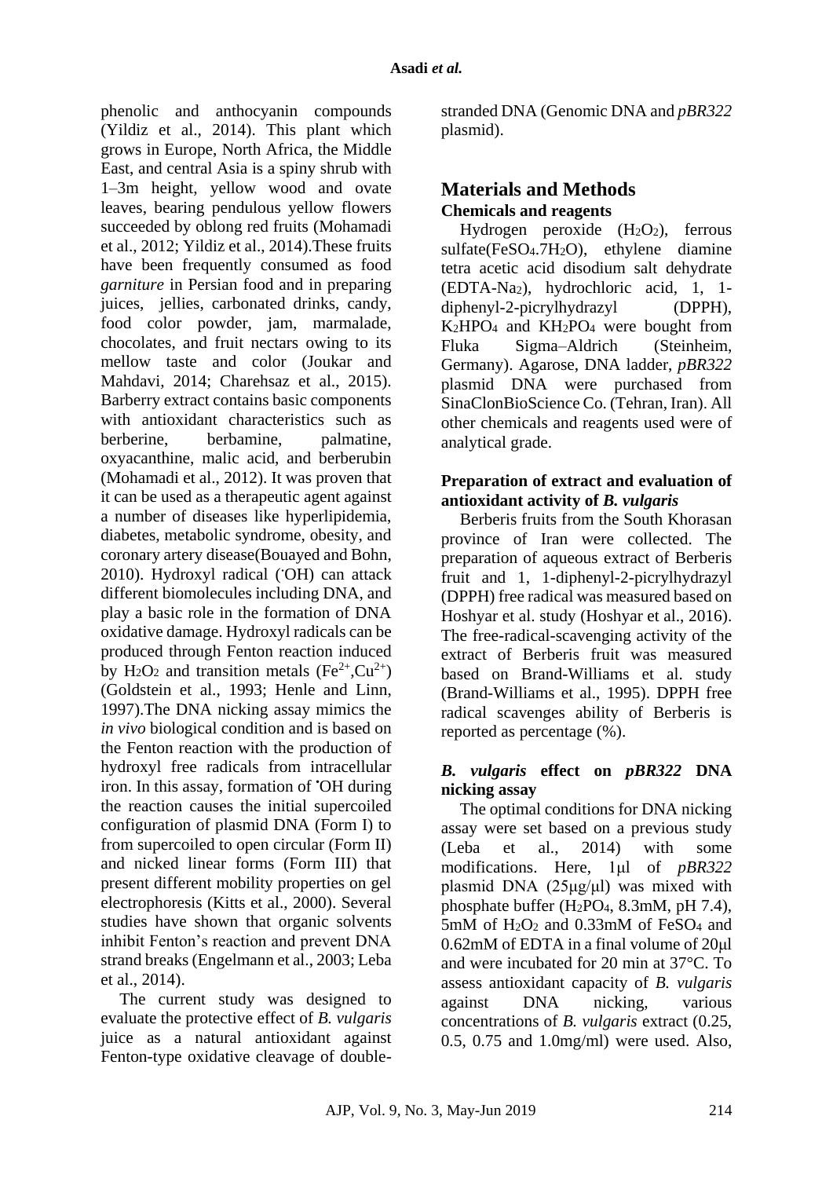phenolic and anthocyanin compounds (Yildiz et al., 2014). This plant which grows in Europe, North Africa, the Middle East, and central Asia is a spiny shrub with 1–3m height, yellow wood and ovate leaves, bearing pendulous yellow flowers succeeded by oblong red fruits (Mohamadi et al., 2012; Yildiz et al., 2014).These fruits have been frequently consumed as food *garniture* in Persian food and in preparing juices, jellies, carbonated drinks, candy, food color powder, jam, marmalade, chocolates, and fruit nectars owing to its mellow taste and color (Joukar and Mahdavi, 2014; Charehsaz et al., 2015). Barberry extract contains basic components with antioxidant characteristics such as berberine, berbamine, palmatine, oxyacanthine, malic acid, and berberubin (Mohamadi et al., 2012). It was proven that it can be used as a therapeutic agent against a number of diseases like hyperlipidemia, diabetes, metabolic syndrome, obesity, and coronary artery disease(Bouayed and Bohn, 2010). Hydroxyl radical (˙OH) can attack different biomolecules including DNA, and play a basic role in the formation of DNA oxidative damage. Hydroxyl radicals can be produced through Fenton reaction induced by $H_2O_2$ and transition metals ($Fe^{2+}$,$Cu^{2+}$) (Goldstein et al., 1993; Henle and Linn, 1997).The DNA nicking assay mimics the *in vivo* biological condition and is based on the Fenton reaction with the production of hydroxyl free radicals from intracellular iron. In this assay, formation of ˙OH during the reaction causes the initial supercoiled configuration of plasmid DNA (Form I) to from supercoiled to open circular (Form II) and nicked linear forms (Form III) that present different mobility properties on gel electrophoresis (Kitts et al., 2000). Several studies have shown that organic solvents inhibit Fenton's reaction and prevent DNA strand breaks (Engelmann et al., 2003; Leba et al., 2014).

The current study was designed to evaluate the protective effect of *B. vulgaris* juice as a natural antioxidant against Fenton-type oxidative cleavage of double-stranded DNA (Genomic DNA and *pBR322* plasmid).

## Materials and Methods

### Chemicals and reagents

Hydrogen peroxide ($H_2O_2$), ferrous sulfate($FeSO_4.7H_2O$), ethylene diamine tetra acetic acid disodium salt dehydrate (EDTA-$Na_2$), hydrochloric acid, 1, 1-diphenyl-2-picrylhydrazyl (DPPH), $K_2HPO_4$ and $KH_2PO_4$ were bought from Fluka Sigma–Aldrich (Steinheim, Germany). Agarose, DNA ladder, *pBR322* plasmid DNA were purchased from SinaClonBioScience Co. (Tehran, Iran). All other chemicals and reagents used were of analytical grade.

### Preparation of extract and evaluation of antioxidant activity of *B. vulgaris*

Berberis fruits from the South Khorasan province of Iran were collected. The preparation of aqueous extract of Berberis fruit and 1, 1-diphenyl-2-picrylhydrazyl (DPPH) free radical was measured based on Hoshyar et al. study (Hoshyar et al., 2016). The free-radical-scavenging activity of the extract of Berberis fruit was measured based on Brand-Williams et al. study (Brand-Williams et al., 1995). DPPH free radical scavenges ability of Berberis is reported as percentage (%).

### *B. vulgaris* effect on *pBR322* DNA nicking assay

The optimal conditions for DNA nicking assay were set based on a previous study (Leba et al., 2014) with some modifications. Here, 1μl of *pBR322* plasmid DNA (25μg/μl) was mixed with phosphate buffer ($H_2PO_4$, 8.3mM, pH 7.4), 5mM of $H_2O_2$ and 0.33mM of $FeSO_4$ and 0.62mM of EDTA in a final volume of 20μl and were incubated for 20 min at 37°C. To assess antioxidant capacity of *B. vulgaris* against DNA nicking, various concentrations of *B. vulgaris* extract (0.25, 0.5, 0.75 and 1.0mg/ml) were used. Also,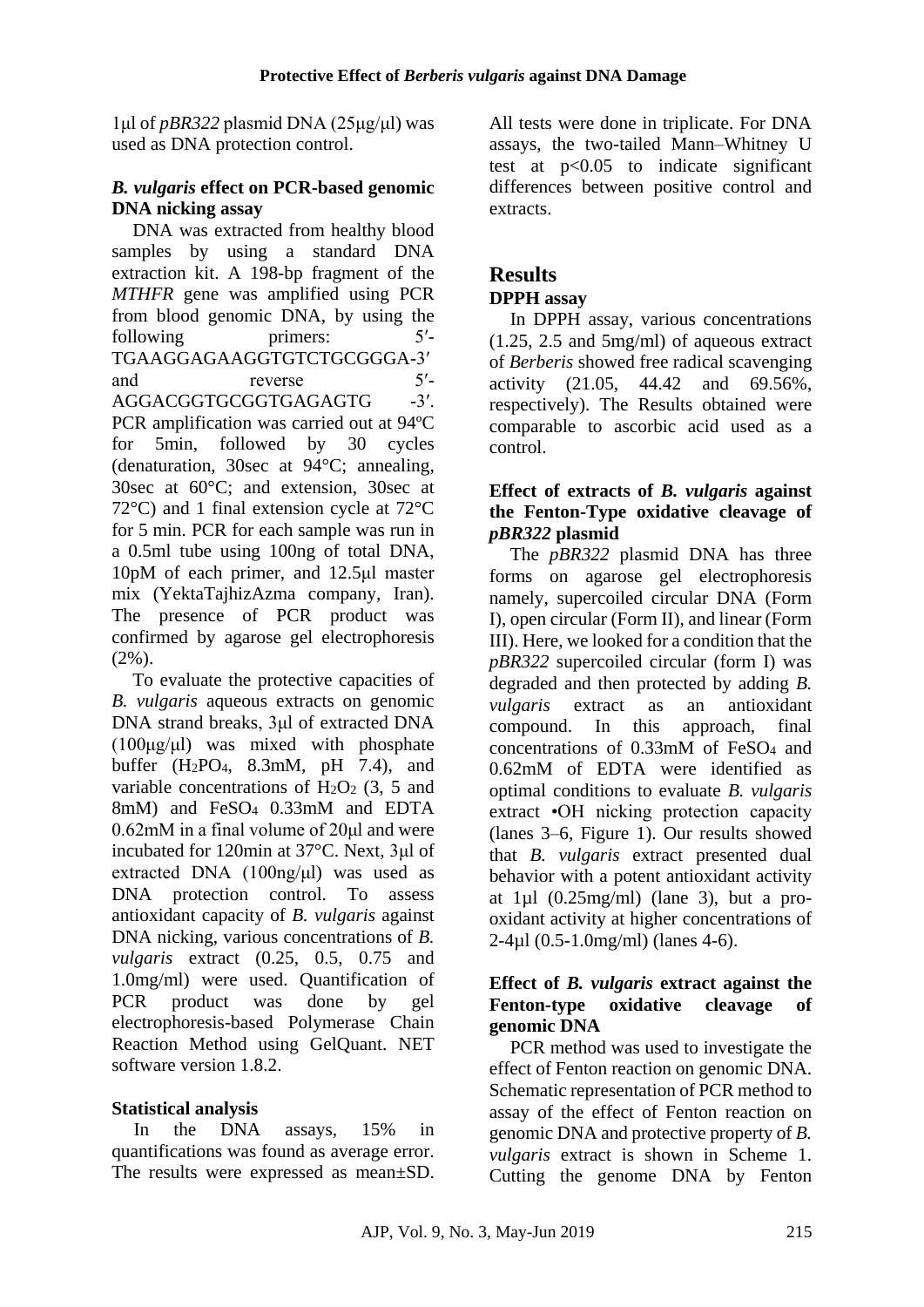1μl of *pBR322* plasmid DNA (25μg/μl) was used as DNA protection control.

### *B. vulgaris* effect on PCR-based genomic DNA nicking assay

DNA was extracted from healthy blood samples by using a standard DNA extraction kit. A 198-bp fragment of the *MTHFR* gene was amplified using PCR from blood genomic DNA, by using the following primers: 5′-TGAAGGAGAAGGTGTCTGCGGGA-3′ and reverse 5′-AGGACGGTGCGGTGAGAGTG -3′. PCR amplification was carried out at 94ºC for 5min, followed by 30 cycles (denaturation, 30sec at 94°C; annealing, 30sec at 60°C; and extension, 30sec at 72°C) and 1 final extension cycle at 72°C for 5 min. PCR for each sample was run in a 0.5ml tube using 100ng of total DNA, 10pM of each primer, and 12.5μl master mix (YektaTajhizAzma company, Iran). The presence of PCR product was confirmed by agarose gel electrophoresis (2%).

To evaluate the protective capacities of *B. vulgaris* aqueous extracts on genomic DNA strand breaks, 3μl of extracted DNA (100μg/μl) was mixed with phosphate buffer ($H_2PO_4$, 8.3mM, pH 7.4), and variable concentrations of $H_2O_2$ (3, 5 and 8mM) and $FeSO_4$ 0.33mM and EDTA 0.62mM in a final volume of 20μl and were incubated for 120min at 37°C. Next, 3μl of extracted DNA (100ng/μl) was used as DNA protection control. To assess antioxidant capacity of *B. vulgaris* against DNA nicking, various concentrations of *B. vulgaris* extract (0.25, 0.5, 0.75 and 1.0mg/ml) were used. Quantification of PCR product was done by gel electrophoresis-based Polymerase Chain Reaction Method using GelQuant. NET software version 1.8.2.

### Statistical analysis

In the DNA assays, 15% in quantifications was found as average error. The results were expressed as mean±SD. All tests were done in triplicate. For DNA assays, the two-tailed Mann–Whitney U test at $p<0.05$ to indicate significant differences between positive control and extracts.

## Results

### DPPH assay

In DPPH assay, various concentrations (1.25, 2.5 and 5mg/ml) of aqueous extract of *Berberis* showed free radical scavenging activity (21.05, 44.42 and 69.56%, respectively). The Results obtained were comparable to ascorbic acid used as a control.

### Effect of extracts of *B. vulgaris* against the Fenton-Type oxidative cleavage of *pBR322* plasmid

The *pBR322* plasmid DNA has three forms on agarose gel electrophoresis namely, supercoiled circular DNA (Form I), open circular (Form II), and linear (Form III). Here, we looked for a condition that the *pBR322* supercoiled circular (form I) was degraded and then protected by adding *B. vulgaris* extract as an antioxidant compound. In this approach, final concentrations of 0.33mM of $FeSO_4$ and 0.62mM of EDTA were identified as optimal conditions to evaluate *B. vulgaris* extract •OH nicking protection capacity (lanes 3–6, Figure 1). Our results showed that *B. vulgaris* extract presented dual behavior with a potent antioxidant activity at 1µl (0.25mg/ml) (lane 3), but a pro-oxidant activity at higher concentrations of 2-4µl (0.5-1.0mg/ml) (lanes 4-6).

### Effect of *B. vulgaris* extract against the Fenton-type oxidative cleavage of genomic DNA

PCR method was used to investigate the effect of Fenton reaction on genomic DNA. Schematic representation of PCR method to assay of the effect of Fenton reaction on genomic DNA and protective property of *B. vulgaris* extract is shown in Scheme 1. Cutting the genome DNA by Fenton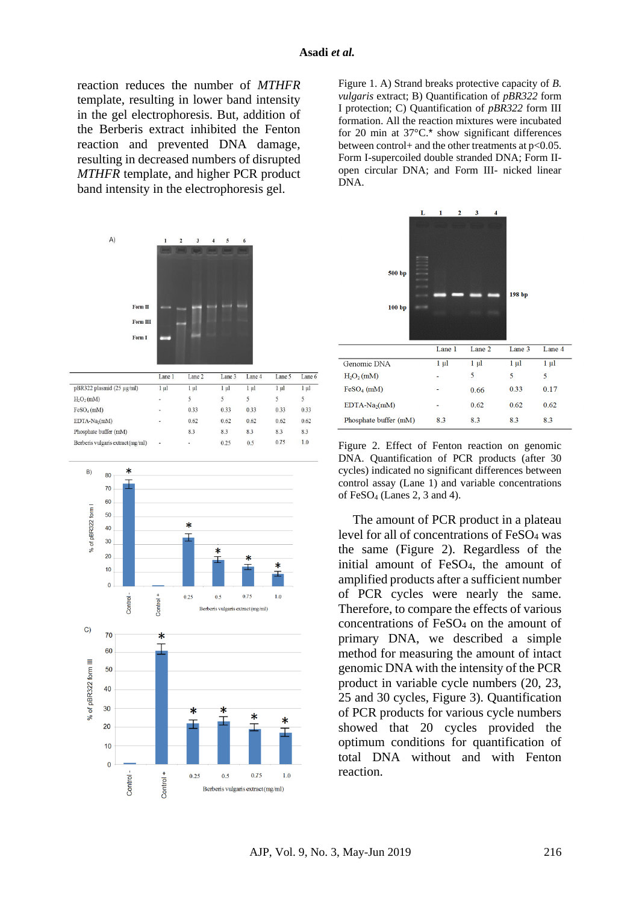reaction reduces the number of *MTHFR* template, resulting in lower band intensity in the gel electrophoresis. But, addition of the Berberis extract inhibited the Fenton reaction and prevented DNA damage, resulting in decreased numbers of disrupted *MTHFR* template, and higher PCR product band intensity in the electrophoresis gel.

| | Lane 1 | Lane 2 | Lane 3 | Lane 4 | Lane 5 | Lane 6 |
|---|---|---|---|---|---|---|
| pBR322 plasmid (25 µg/ml) | 1 µl | 1 µl | 1 µl | 1 µl | 1 µl | 1 µl |
| $H_2O_2$ (mM) | - | 5 | 5 | 5 | 5 | 5 |
| $FeSO_4$ (mM) | - | 0.33 | 0.33 | 0.33 | 0.33 | 0.33 |
| EDTA-$Na_2$(mM) | - | 0.62 | 0.62 | 0.62 | 0.62 | 0.62 |
| Phosphate buffer (mM) | | 8.3 | 8.3 | 8.3 | 8.3 | 8.3 |
| Berberis vulgaris extract (mg/ml) | - | - | 0.25 | 0.5 | 0.75 | 1.0 |

Figure 1. A) Strand breaks protective capacity of *B. vulgaris* extract; B) Quantification of *pBR322* form I protection; C) Quantification of *pBR322* form III formation. All the reaction mixtures were incubated for 20 min at 37°C.* show significant differences between control+ and the other treatments at $p<0.05$. Form I-supercoiled double stranded DNA; Form II-open circular DNA; and Form III- nicked linear DNA.

| | Lane 1 | Lane 2 | Lane 3 | Lane 4 |
|---|---|---|---|---|
| Genomic DNA | 1 µl | 1 µl | 1 µl | 1 µl |
| $H_2O_2$ (mM) | - | 5 | 5 | 5 |
| $FeSO_4$ (mM) | - | 0.66 | 0.33 | 0.17 |
| EDTA-$Na_2$(mM) | - | 0.62 | 0.62 | 0.62 |
| Phosphate buffer (mM) | 8.3 | 8.3 | 8.3 | 8.3 |

Figure 2. Effect of Fenton reaction on genomic DNA. Quantification of PCR products (after 30 cycles) indicated no significant differences between control assay (Lane 1) and variable concentrations of $FeSO_4$ (Lanes 2, 3 and 4).

The amount of PCR product in a plateau level for all of concentrations of $FeSO_4$ was the same (Figure 2). Regardless of the initial amount of $FeSO_4$, the amount of amplified products after a sufficient number of PCR cycles were nearly the same. Therefore, to compare the effects of various concentrations of $FeSO_4$ on the amount of primary DNA, we described a simple method for measuring the amount of intact genomic DNA with the intensity of the PCR product in variable cycle numbers (20, 23, 25 and 30 cycles, Figure 3). Quantification of PCR products for various cycle numbers showed that 20 cycles provided the optimum conditions for quantification of total DNA without and with Fenton reaction.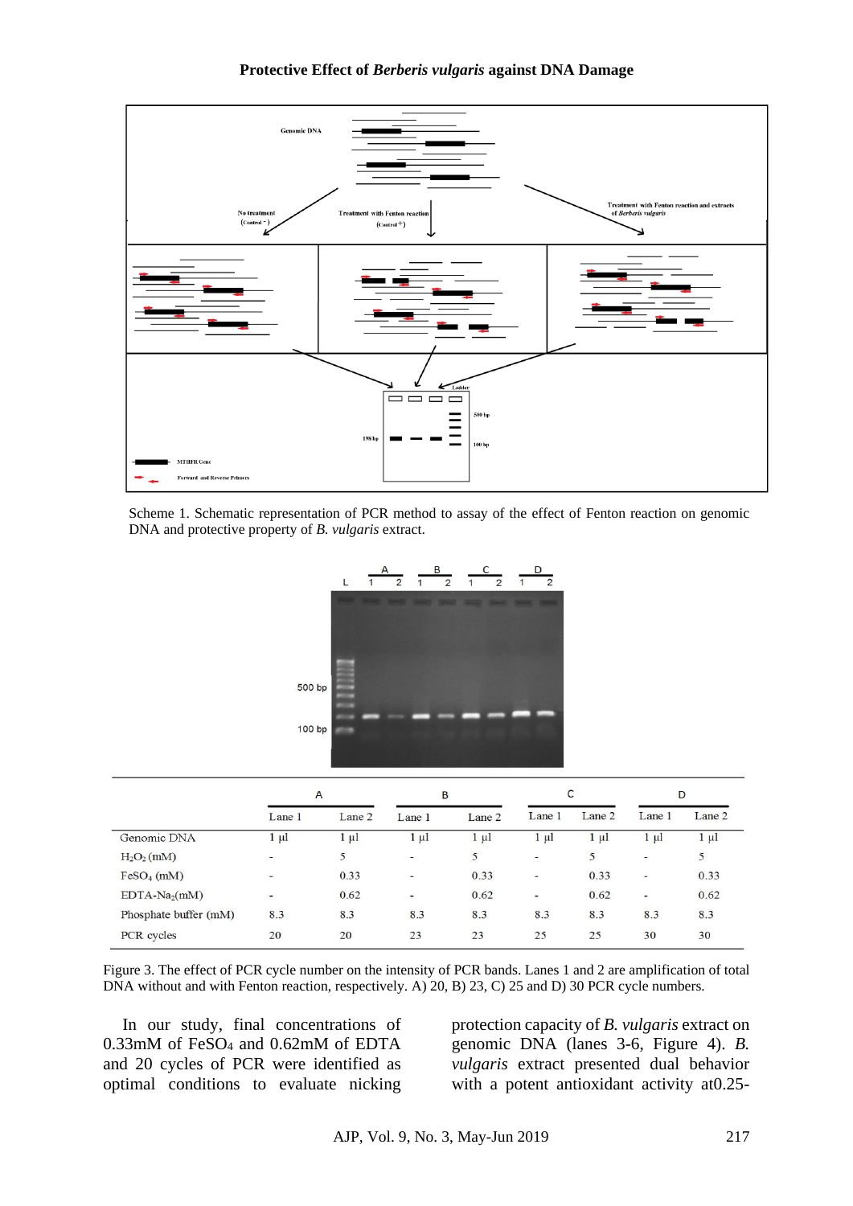Scheme 1. Schematic representation of PCR method to assay of the effect of Fenton reaction on genomic DNA and protective property of *B. vulgaris* extract.

|  | A |  | B |  | C |  | D |  |
|---|---|---|---|---|---|---|---|---|
|  | Lane 1 | Lane 2 | Lane 1 | Lane 2 | Lane 1 | Lane 2 | Lane 1 | Lane 2 |
| Genomic DNA | 1 µl | 1 µl | 1 µl | 1 µl | 1 µl | 1 µl | 1 µl | 1 µl |
| $H_2O_2$ (mM) | - | 5 | - | 5 | - | 5 | - | 5 |
| $FeSO_4$ (mM) | - | 0.33 | - | 0.33 | - | 0.33 | - | 0.33 |
| EDTA-$Na_2$(mM) | - | 0.62 | - | 0.62 | - | 0.62 | - | 0.62 |
| Phosphate buffer (mM) | 8.3 | 8.3 | 8.3 | 8.3 | 8.3 | 8.3 | 8.3 | 8.3 |
| PCR cycles | 20 | 20 | 23 | 23 | 25 | 25 | 30 | 30 |

Figure 3. The effect of PCR cycle number on the intensity of PCR bands. Lanes 1 and 2 are amplification of total DNA without and with Fenton reaction, respectively. A) 20, B) 23, C) 25 and D) 30 PCR cycle numbers.

In our study, final concentrations of 0.33mM of $FeSO_4$ and 0.62mM of EDTA and 20 cycles of PCR were identified as optimal conditions to evaluate nicking protection capacity of *B. vulgaris* extract on genomic DNA (lanes 3-6, Figure 4). *B. vulgaris* extract presented dual behavior with a potent antioxidant activity at0.25-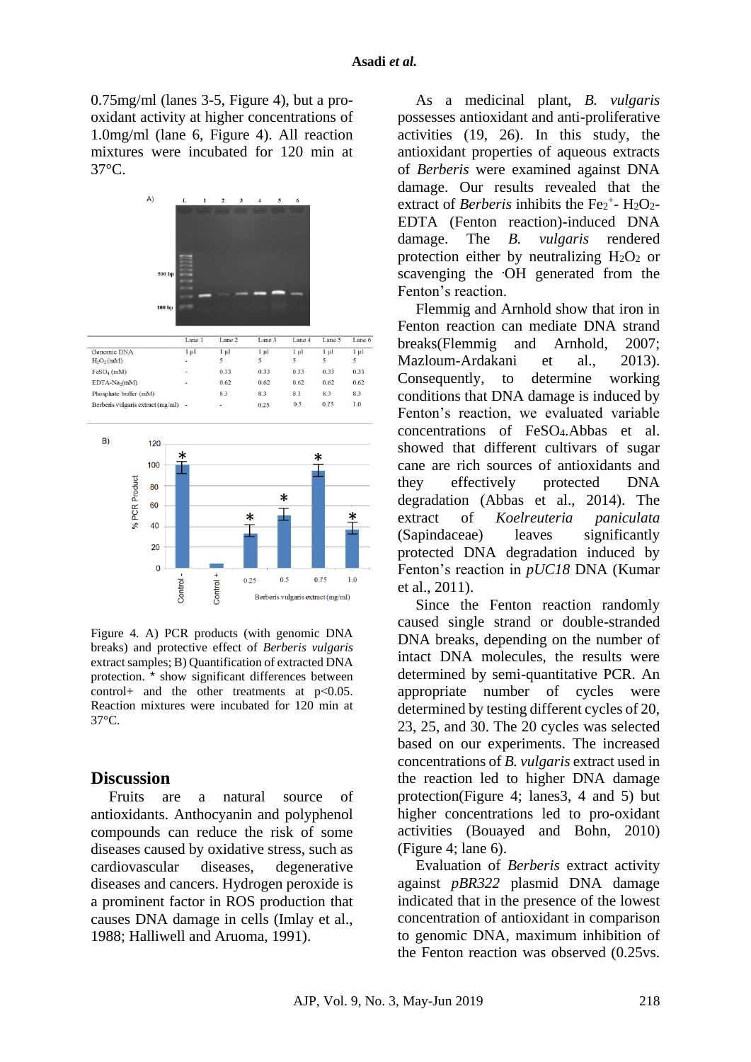0.75mg/ml (lanes 3-5, Figure 4), but a pro-oxidant activity at higher concentrations of 1.0mg/ml (lane 6, Figure 4). All reaction mixtures were incubated for 120 min at 37°C.

|  | Lane 1 | Lane 2 | Lane 3 | Lane 4 | Lane 5 | Lane 6 |
|---|---|---|---|---|---|---|
| Genomic DNA | 1 µl | 1 µl | 1 µl | 1 µl | 1 µl | 1 µl |
| $H_2O_2$ (mM) | - | 5 | 5 | 5 | 5 | 5 |
| $FeSO_4$ (mM) | - | 0.33 | 0.33 | 0.33 | 0.33 | 0.33 |
| EDTA-$Na_2$(mM) | - | 0.62 | 0.62 | 0.62 | 0.62 | 0.62 |
| Phosphate buffer (mM) | - | 8.3 | 8.3 | 8.3 | 8.3 | 8.3 |
| Berberis vulgaris extract (mg/ml) | - | - | 0.25 | 0.5 | 0.75 | 1.0 |

Figure 4. A) PCR products (with genomic DNA breaks) and protective effect of *Berberis vulgaris* extract samples; B) Quantification of extracted DNA protection. * show significant differences between control+ and the other treatments at $p<0.05$. Reaction mixtures were incubated for 120 min at 37°C.

## Discussion

Fruits are a natural source of antioxidants. Anthocyanin and polyphenol compounds can reduce the risk of some diseases caused by oxidative stress, such as cardiovascular diseases, degenerative diseases and cancers. Hydrogen peroxide is a prominent factor in ROS production that causes DNA damage in cells (Imlay et al., 1988; Halliwell and Aruoma, 1991).

As a medicinal plant, *B. vulgaris* possesses antioxidant and anti-proliferative activities (19, 26). In this study, the antioxidant properties of aqueous extracts of *Berberis* were examined against DNA damage. Our results revealed that the extract of *Berberis* inhibits the $Fe_2^{+}$- $H_2O_2$-EDTA (Fenton reaction)-induced DNA damage. The *B. vulgaris* rendered protection either by neutralizing $H_2O_2$ or scavenging the ·OH generated from the Fenton's reaction.

Flemmig and Arnhold show that iron in Fenton reaction can mediate DNA strand breaks(Flemmig and Arnhold, 2007; Mazloum-Ardakani et al., 2013). Consequently, to determine working conditions that DNA damage is induced by Fenton's reaction, we evaluated variable concentrations of $FeSO_4$.Abbas et al. showed that different cultivars of sugar cane are rich sources of antioxidants and they effectively protected DNA degradation (Abbas et al., 2014). The extract of *Koelreuteria paniculata* (Sapindaceae) leaves significantly protected DNA degradation induced by Fenton's reaction in *pUC18* DNA (Kumar et al., 2011).

Since the Fenton reaction randomly caused single strand or double-stranded DNA breaks, depending on the number of intact DNA molecules, the results were determined by semi-quantitative PCR. An appropriate number of cycles were determined by testing different cycles of 20, 23, 25, and 30. The 20 cycles was selected based on our experiments. The increased concentrations of *B. vulgaris* extract used in the reaction led to higher DNA damage protection(Figure 4; lanes3, 4 and 5) but higher concentrations led to pro-oxidant activities (Bouayed and Bohn, 2010) (Figure 4; lane 6).

Evaluation of *Berberis* extract activity against *pBR322* plasmid DNA damage indicated that in the presence of the lowest concentration of antioxidant in comparison to genomic DNA, maximum inhibition of the Fenton reaction was observed (0.25vs.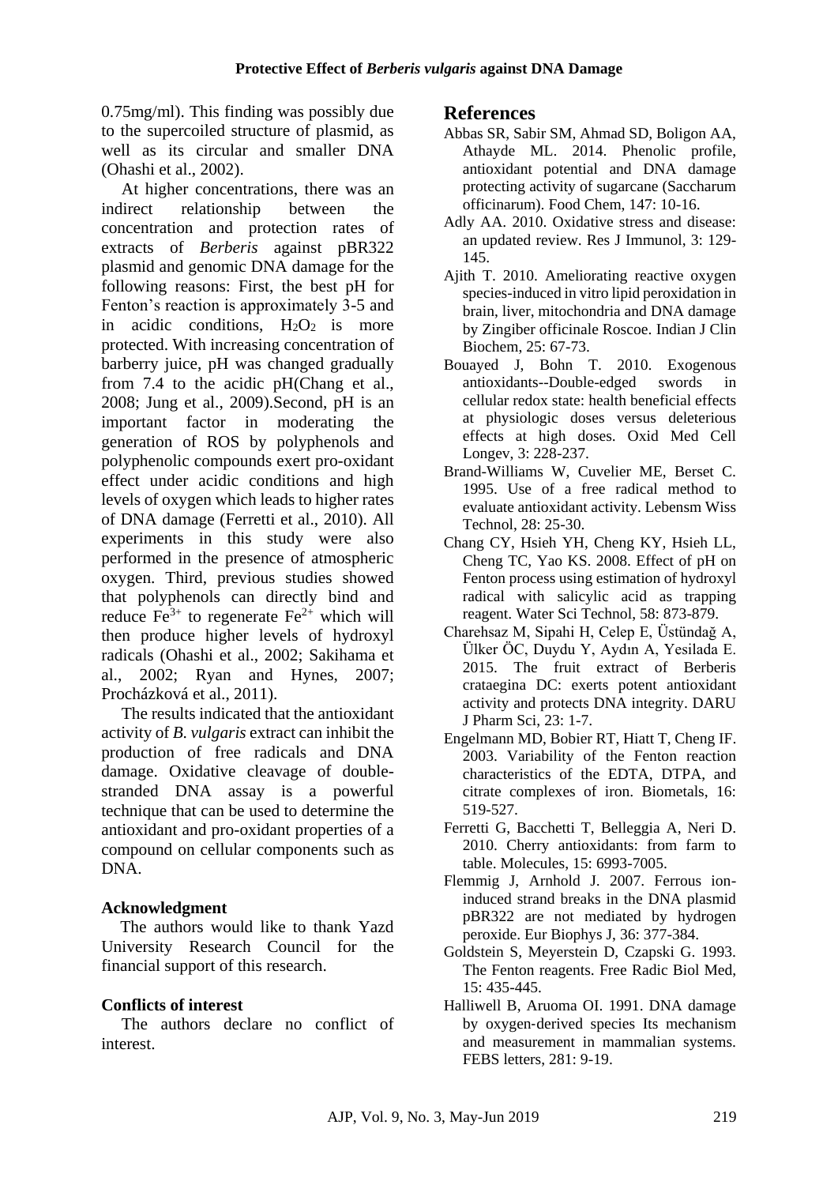0.75mg/ml). This finding was possibly due to the supercoiled structure of plasmid, as well as its circular and smaller DNA (Ohashi et al., 2002).

At higher concentrations, there was an indirect relationship between the concentration and protection rates of extracts of *Berberis* against pBR322 plasmid and genomic DNA damage for the following reasons: First, the best pH for Fenton's reaction is approximately 3-5 and in acidic conditions, $H_2O_2$ is more protected. With increasing concentration of barberry juice, pH was changed gradually from 7.4 to the acidic pH(Chang et al., 2008; Jung et al., 2009).Second, pH is an important factor in moderating the generation of ROS by polyphenols and polyphenolic compounds exert pro-oxidant effect under acidic conditions and high levels of oxygen which leads to higher rates of DNA damage (Ferretti et al., 2010). All experiments in this study were also performed in the presence of atmospheric oxygen. Third, previous studies showed that polyphenols can directly bind and reduce $Fe^{3+}$ to regenerate $Fe^{2+}$ which will then produce higher levels of hydroxyl radicals (Ohashi et al., 2002; Sakihama et al., 2002; Ryan and Hynes, 2007; Procházková et al., 2011).

The results indicated that the antioxidant activity of *B. vulgaris* extract can inhibit the production of free radicals and DNA damage. Oxidative cleavage of double-stranded DNA assay is a powerful technique that can be used to determine the antioxidant and pro-oxidant properties of a compound on cellular components such as DNA.

### Acknowledgment

The authors would like to thank Yazd University Research Council for the financial support of this research.

### Conflicts of interest

The authors declare no conflict of interest.

## References

Abbas SR, Sabir SM, Ahmad SD, Boligon AA, Athayde ML. 2014. Phenolic profile, antioxidant potential and DNA damage protecting activity of sugarcane (Saccharum officinarum). Food Chem, 147: 10-16.

Adly AA. 2010. Oxidative stress and disease: an updated review. Res J Immunol, 3: 129-145.

Ajith T. 2010. Ameliorating reactive oxygen species-induced in vitro lipid peroxidation in brain, liver, mitochondria and DNA damage by Zingiber officinale Roscoe. Indian J Clin Biochem, 25: 67-73.

Bouayed J, Bohn T. 2010. Exogenous antioxidants--Double-edged swords in cellular redox state: health beneficial effects at physiologic doses versus deleterious effects at high doses. Oxid Med Cell Longev, 3: 228-237.

Brand-Williams W, Cuvelier ME, Berset C. 1995. Use of a free radical method to evaluate antioxidant activity. Lebensm Wiss Technol, 28: 25-30.

Chang CY, Hsieh YH, Cheng KY, Hsieh LL, Cheng TC, Yao KS. 2008. Effect of pH on Fenton process using estimation of hydroxyl radical with salicylic acid as trapping reagent. Water Sci Technol, 58: 873-879.

Charehsaz M, Sipahi H, Celep E, Üstündağ A, Ülker ÖC, Duydu Y, Aydın A, Yesilada E. 2015. The fruit extract of Berberis crataegina DC: exerts potent antioxidant activity and protects DNA integrity. DARU J Pharm Sci, 23: 1-7.

Engelmann MD, Bobier RT, Hiatt T, Cheng IF. 2003. Variability of the Fenton reaction characteristics of the EDTA, DTPA, and citrate complexes of iron. Biometals, 16: 519-527.

Ferretti G, Bacchetti T, Belleggia A, Neri D. 2010. Cherry antioxidants: from farm to table. Molecules, 15: 6993-7005.

Flemmig J, Arnhold J. 2007. Ferrous ion-induced strand breaks in the DNA plasmid pBR322 are not mediated by hydrogen peroxide. Eur Biophys J, 36: 377-384.

Goldstein S, Meyerstein D, Czapski G. 1993. The Fenton reagents. Free Radic Biol Med, 15: 435-445.

Halliwell B, Aruoma OI. 1991. DNA damage by oxygen‐derived species Its mechanism and measurement in mammalian systems. FEBS letters, 281: 9-19.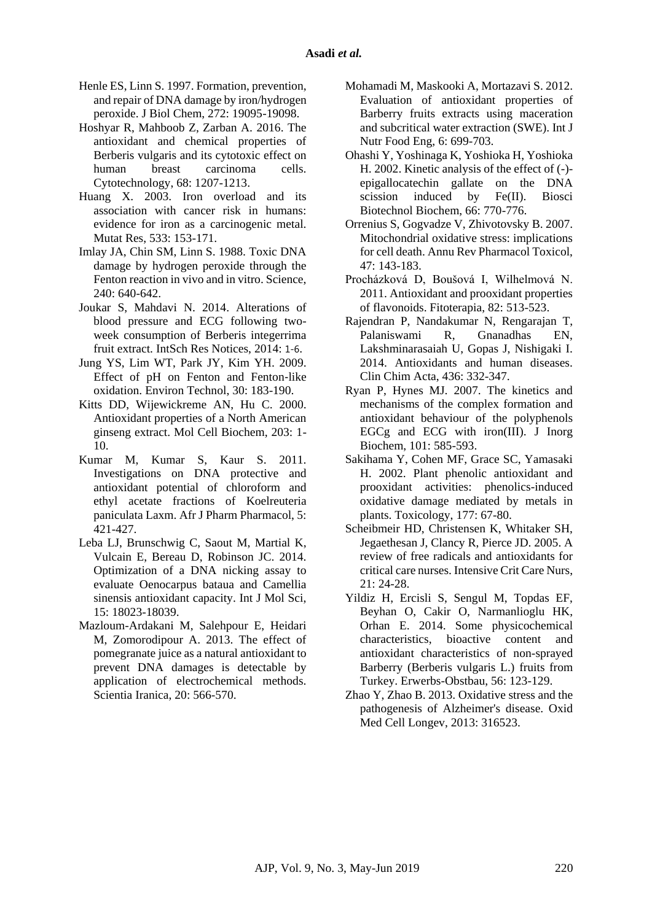Henle ES, Linn S. 1997. Formation, prevention, and repair of DNA damage by iron/hydrogen peroxide. J Biol Chem, 272: 19095-19098.

Hoshyar R, Mahboob Z, Zarban A. 2016. The antioxidant and chemical properties of Berberis vulgaris and its cytotoxic effect on human breast carcinoma cells. Cytotechnology, 68: 1207-1213.

Huang X. 2003. Iron overload and its association with cancer risk in humans: evidence for iron as a carcinogenic metal. Mutat Res, 533: 153-171.

Imlay JA, Chin SM, Linn S. 1988. Toxic DNA damage by hydrogen peroxide through the Fenton reaction in vivo and in vitro. Science, 240: 640-642.

Joukar S, Mahdavi N. 2014. Alterations of blood pressure and ECG following two-week consumption of Berberis integerrima fruit extract. IntSch Res Notices, 2014: 1-6.

Jung YS, Lim WT, Park JY, Kim YH. 2009. Effect of pH on Fenton and Fenton-like oxidation. Environ Technol, 30: 183-190.

Kitts DD, Wijewickreme AN, Hu C. 2000. Antioxidant properties of a North American ginseng extract. Mol Cell Biochem, 203: 1-10.

Kumar M, Kumar S, Kaur S. 2011. Investigations on DNA protective and antioxidant potential of chloroform and ethyl acetate fractions of Koelreuteria paniculata Laxm. Afr J Pharm Pharmacol, 5: 421-427.

Leba LJ, Brunschwig C, Saout M, Martial K, Vulcain E, Bereau D, Robinson JC. 2014. Optimization of a DNA nicking assay to evaluate Oenocarpus bataua and Camellia sinensis antioxidant capacity. Int J Mol Sci, 15: 18023-18039.

Mazloum-Ardakani M, Salehpour E, Heidari M, Zomorodipour A. 2013. The effect of pomegranate juice as a natural antioxidant to prevent DNA damages is detectable by application of electrochemical methods. Scientia Iranica, 20: 566-570.

Mohamadi M, Maskooki A, Mortazavi S. 2012. Evaluation of antioxidant properties of Barberry fruits extracts using maceration and subcritical water extraction (SWE). Int J Nutr Food Eng, 6: 699-703.

Ohashi Y, Yoshinaga K, Yoshioka H, Yoshioka H. 2002. Kinetic analysis of the effect of (-)-epigallocatechin gallate on the DNA scission induced by Fe(II). Biosci Biotechnol Biochem, 66: 770-776.

Orrenius S, Gogvadze V, Zhivotovsky B. 2007. Mitochondrial oxidative stress: implications for cell death. Annu Rev Pharmacol Toxicol, 47: 143-183.

Procházková D, Boušová I, Wilhelmová N. 2011. Antioxidant and prooxidant properties of flavonoids. Fitoterapia, 82: 513-523.

Rajendran P, Nandakumar N, Rengarajan T, Palaniswami R, Gnanadhas EN, Lakshminarasaiah U, Gopas J, Nishigaki I. 2014. Antioxidants and human diseases. Clin Chim Acta, 436: 332-347.

Ryan P, Hynes MJ. 2007. The kinetics and mechanisms of the complex formation and antioxidant behaviour of the polyphenols EGCg and ECG with iron(III). J Inorg Biochem, 101: 585-593.

Sakihama Y, Cohen MF, Grace SC, Yamasaki H. 2002. Plant phenolic antioxidant and prooxidant activities: phenolics-induced oxidative damage mediated by metals in plants. Toxicology, 177: 67-80.

Scheibmeir HD, Christensen K, Whitaker SH, Jegaethesan J, Clancy R, Pierce JD. 2005. A review of free radicals and antioxidants for critical care nurses. Intensive Crit Care Nurs, 21: 24-28.

Yildiz H, Ercisli S, Sengul M, Topdas EF, Beyhan O, Cakir O, Narmanlioglu HK, Orhan E. 2014. Some physicochemical characteristics, bioactive content and antioxidant characteristics of non-sprayed Barberry (Berberis vulgaris L.) fruits from Turkey. Erwerbs-Obstbau, 56: 123-129.

Zhao Y, Zhao B. 2013. Oxidative stress and the pathogenesis of Alzheimer's disease. Oxid Med Cell Longev, 2013: 316523.